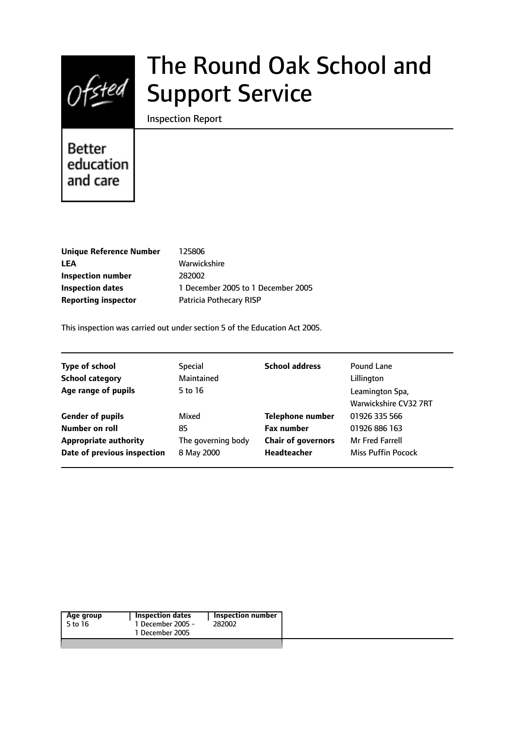# The Round Oak School and Support Service

Inspection Report

Ofsted

Better education and care

| | |
|---|---|
| **Unique Reference Number** | 125806 |
| **LEA** | Warwickshire |
| **Inspection number** | 282002 |
| **Inspection dates** | 1 December 2005 to 1 December 2005 |
| **Reporting inspector** | Patricia Pothecary RISP |

This inspection was carried out under section 5 of the Education Act 2005.

| | | | |
|---|---|---|---|
| **Type of school** | Special | **School address** | Pound Lane |
| **School category** | Maintained | | Lillington |
| **Age range of pupils** | 5 to 16 | | Leamington Spa, Warwickshire CV32 7RT |
| **Gender of pupils** | Mixed | **Telephone number** | 01926 335 566 |
| **Number on roll** | 85 | **Fax number** | 01926 886 163 |
| **Appropriate authority** | The governing body | **Chair of governors** | Mr Fred Farrell |
| **Date of previous inspection** | 8 May 2000 | **Headteacher** | Miss Puffin Pocock |

| Age group | Inspection dates | Inspection number |
|---|---|---|
| 5 to 16 | 1 December 2005 - 1 December 2005 | 282002 |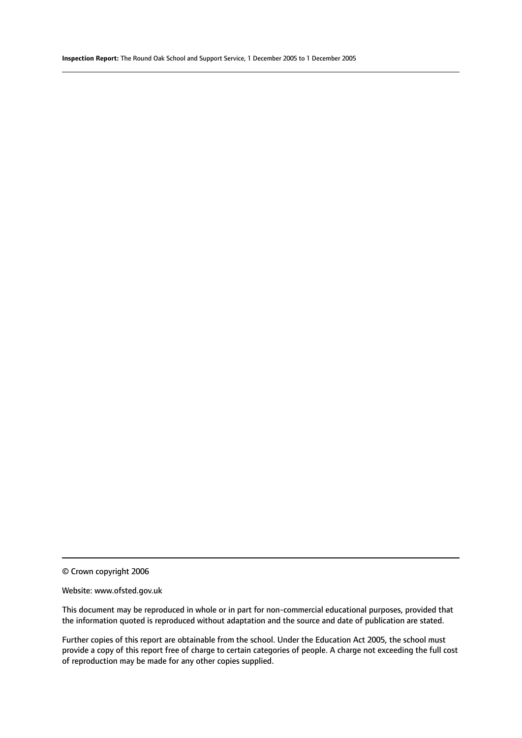© Crown copyright 2006

Website: www.ofsted.gov.uk

This document may be reproduced in whole or in part for non-commercial educational purposes, provided that the information quoted is reproduced without adaptation and the source and date of publication are stated.

Further copies of this report are obtainable from the school. Under the Education Act 2005, the school must provide a copy of this report free of charge to certain categories of people. A charge not exceeding the full cost of reproduction may be made for any other copies supplied.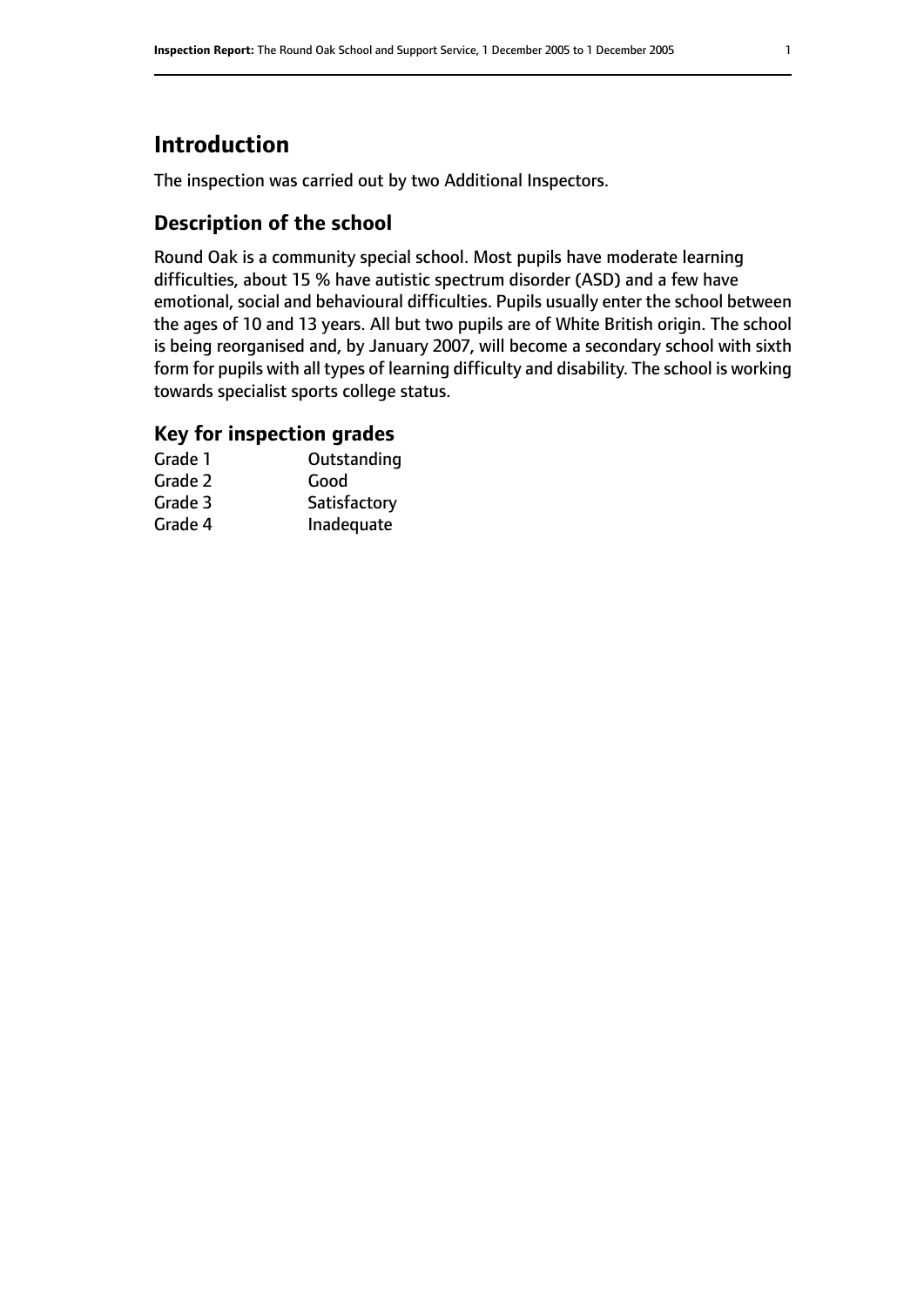# Introduction

The inspection was carried out by two Additional Inspectors.

## Description of the school

Round Oak is a community special school. Most pupils have moderate learning difficulties, about 15 % have autistic spectrum disorder (ASD) and a few have emotional, social and behavioural difficulties. Pupils usually enter the school between the ages of 10 and 13 years. All but two pupils are of White British origin. The school is being reorganised and, by January 2007, will become a secondary school with sixth form for pupils with all types of learning difficulty and disability. The school is working towards specialist sports college status.

## Key for inspection grades

| | |
|---|---|
| Grade 1 | Outstanding |
| Grade 2 | Good |
| Grade 3 | Satisfactory |
| Grade 4 | Inadequate |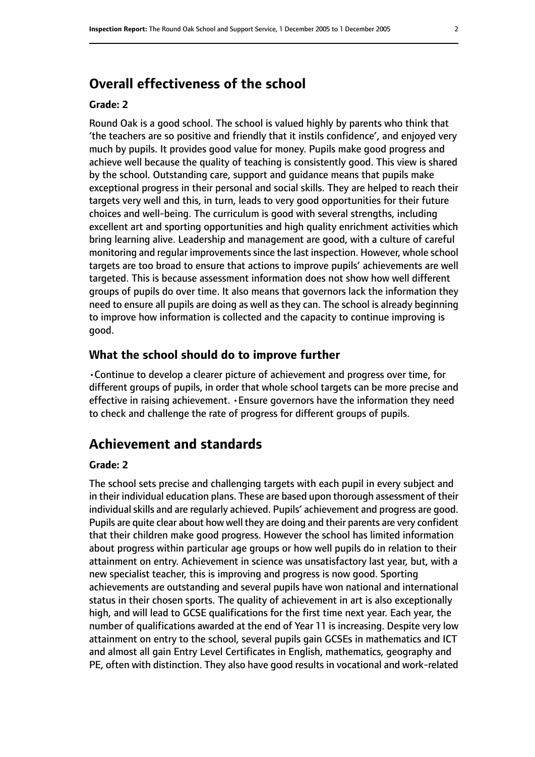## Overall effectiveness of the school

### Grade: 2

Round Oak is a good school. The school is valued highly by parents who think that 'the teachers are so positive and friendly that it instils confidence', and enjoyed very much by pupils. It provides good value for money. Pupils make good progress and achieve well because the quality of teaching is consistently good. This view is shared by the school. Outstanding care, support and guidance means that pupils make exceptional progress in their personal and social skills. They are helped to reach their targets very well and this, in turn, leads to very good opportunities for their future choices and well-being. The curriculum is good with several strengths, including excellent art and sporting opportunities and high quality enrichment activities which bring learning alive. Leadership and management are good, with a culture of careful monitoring and regular improvements since the last inspection. However, whole school targets are too broad to ensure that actions to improve pupils' achievements are well targeted. This is because assessment information does not show how well different groups of pupils do over time. It also means that governors lack the information they need to ensure all pupils are doing as well as they can. The school is already beginning to improve how information is collected and the capacity to continue improving is good.

### What the school should do to improve further

- Continue to develop a clearer picture of achievement and progress over time, for different groups of pupils, in order that whole school targets can be more precise and effective in raising achievement.
- Ensure governors have the information they need to check and challenge the rate of progress for different groups of pupils.

## Achievement and standards

### Grade: 2

The school sets precise and challenging targets with each pupil in every subject and in their individual education plans. These are based upon thorough assessment of their individual skills and are regularly achieved. Pupils' achievement and progress are good. Pupils are quite clear about how well they are doing and their parents are very confident that their children make good progress. However the school has limited information about progress within particular age groups or how well pupils do in relation to their attainment on entry. Achievement in science was unsatisfactory last year, but, with a new specialist teacher, this is improving and progress is now good. Sporting achievements are outstanding and several pupils have won national and international status in their chosen sports. The quality of achievement in art is also exceptionally high, and will lead to GCSE qualifications for the first time next year. Each year, the number of qualifications awarded at the end of Year 11 is increasing. Despite very low attainment on entry to the school, several pupils gain GCSEs in mathematics and ICT and almost all gain Entry Level Certificates in English, mathematics, geography and PE, often with distinction. They also have good results in vocational and work-related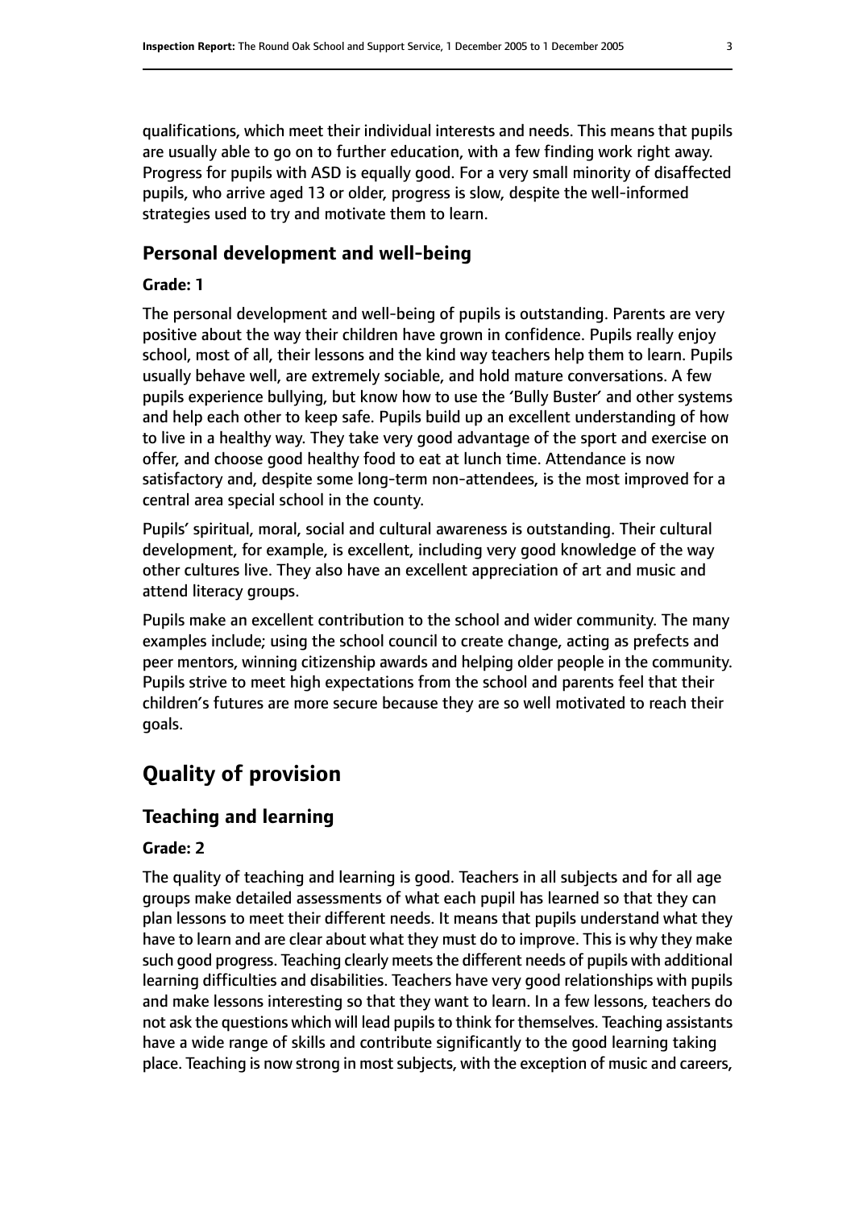qualifications, which meet their individual interests and needs. This means that pupils are usually able to go on to further education, with a few finding work right away. Progress for pupils with ASD is equally good. For a very small minority of disaffected pupils, who arrive aged 13 or older, progress is slow, despite the well-informed strategies used to try and motivate them to learn.

### Personal development and well-being

#### Grade: 1

The personal development and well-being of pupils is outstanding. Parents are very positive about the way their children have grown in confidence. Pupils really enjoy school, most of all, their lessons and the kind way teachers help them to learn. Pupils usually behave well, are extremely sociable, and hold mature conversations. A few pupils experience bullying, but know how to use the 'Bully Buster' and other systems and help each other to keep safe. Pupils build up an excellent understanding of how to live in a healthy way. They take very good advantage of the sport and exercise on offer, and choose good healthy food to eat at lunch time. Attendance is now satisfactory and, despite some long-term non-attendees, is the most improved for a central area special school in the county.

Pupils' spiritual, moral, social and cultural awareness is outstanding. Their cultural development, for example, is excellent, including very good knowledge of the way other cultures live. They also have an excellent appreciation of art and music and attend literacy groups.

Pupils make an excellent contribution to the school and wider community. The many examples include; using the school council to create change, acting as prefects and peer mentors, winning citizenship awards and helping older people in the community. Pupils strive to meet high expectations from the school and parents feel that their children's futures are more secure because they are so well motivated to reach their goals.

## Quality of provision

### Teaching and learning

#### Grade: 2

The quality of teaching and learning is good. Teachers in all subjects and for all age groups make detailed assessments of what each pupil has learned so that they can plan lessons to meet their different needs. It means that pupils understand what they have to learn and are clear about what they must do to improve. This is why they make such good progress. Teaching clearly meets the different needs of pupils with additional learning difficulties and disabilities. Teachers have very good relationships with pupils and make lessons interesting so that they want to learn. In a few lessons, teachers do not ask the questions which will lead pupils to think for themselves. Teaching assistants have a wide range of skills and contribute significantly to the good learning taking place. Teaching is now strong in most subjects, with the exception of music and careers,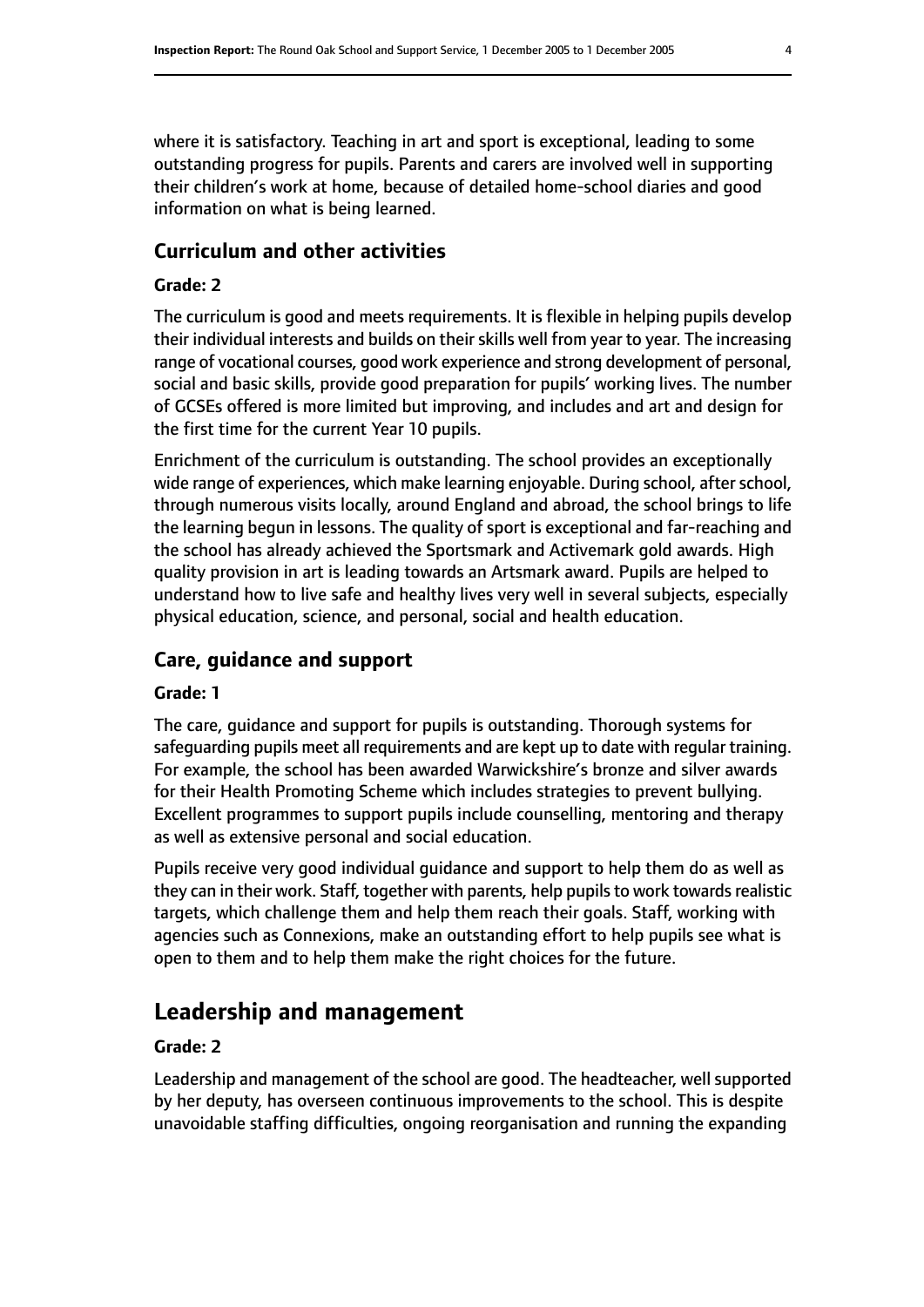where it is satisfactory. Teaching in art and sport is exceptional, leading to some outstanding progress for pupils. Parents and carers are involved well in supporting their children's work at home, because of detailed home-school diaries and good information on what is being learned.

### Curriculum and other activities

#### Grade: 2

The curriculum is good and meets requirements. It is flexible in helping pupils develop their individual interests and builds on their skills well from year to year. The increasing range of vocational courses, good work experience and strong development of personal, social and basic skills, provide good preparation for pupils' working lives. The number of GCSEs offered is more limited but improving, and includes and art and design for the first time for the current Year 10 pupils.

Enrichment of the curriculum is outstanding. The school provides an exceptionally wide range of experiences, which make learning enjoyable. During school, after school, through numerous visits locally, around England and abroad, the school brings to life the learning begun in lessons. The quality of sport is exceptional and far-reaching and the school has already achieved the Sportsmark and Activemark gold awards. High quality provision in art is leading towards an Artsmark award. Pupils are helped to understand how to live safe and healthy lives very well in several subjects, especially physical education, science, and personal, social and health education.

### Care, guidance and support

#### Grade: 1

The care, guidance and support for pupils is outstanding. Thorough systems for safeguarding pupils meet all requirements and are kept up to date with regular training. For example, the school has been awarded Warwickshire's bronze and silver awards for their Health Promoting Scheme which includes strategies to prevent bullying. Excellent programmes to support pupils include counselling, mentoring and therapy as well as extensive personal and social education.

Pupils receive very good individual guidance and support to help them do as well as they can in their work. Staff, together with parents, help pupils to work towards realistic targets, which challenge them and help them reach their goals. Staff, working with agencies such as Connexions, make an outstanding effort to help pupils see what is open to them and to help them make the right choices for the future.

## Leadership and management

#### Grade: 2

Leadership and management of the school are good. The headteacher, well supported by her deputy, has overseen continuous improvements to the school. This is despite unavoidable staffing difficulties, ongoing reorganisation and running the expanding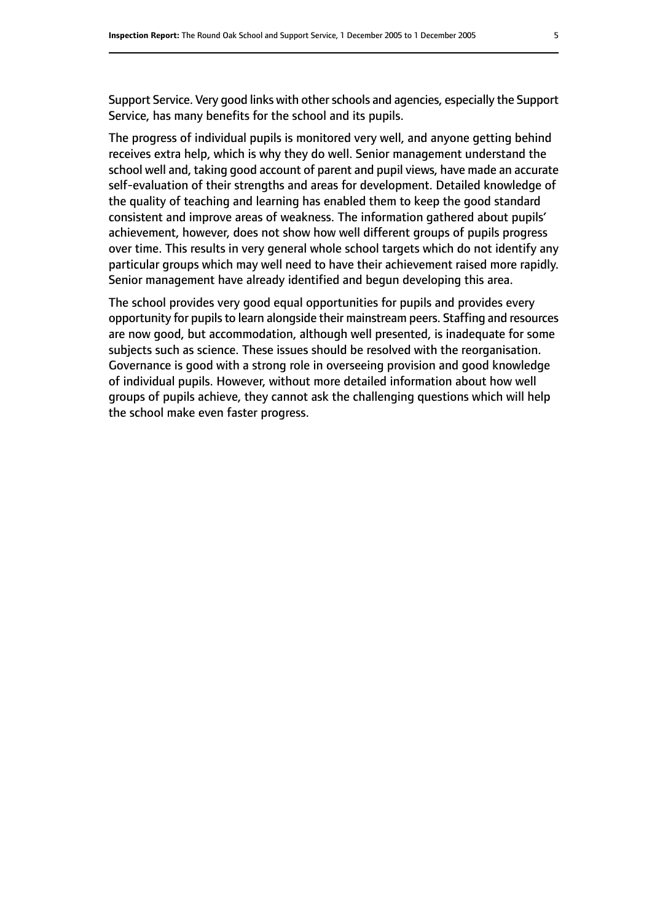Support Service. Very good links with other schools and agencies, especially the Support Service, has many benefits for the school and its pupils.

The progress of individual pupils is monitored very well, and anyone getting behind receives extra help, which is why they do well. Senior management understand the school well and, taking good account of parent and pupil views, have made an accurate self-evaluation of their strengths and areas for development. Detailed knowledge of the quality of teaching and learning has enabled them to keep the good standard consistent and improve areas of weakness. The information gathered about pupils' achievement, however, does not show how well different groups of pupils progress over time. This results in very general whole school targets which do not identify any particular groups which may well need to have their achievement raised more rapidly. Senior management have already identified and begun developing this area.

The school provides very good equal opportunities for pupils and provides every opportunity for pupils to learn alongside their mainstream peers. Staffing and resources are now good, but accommodation, although well presented, is inadequate for some subjects such as science. These issues should be resolved with the reorganisation. Governance is good with a strong role in overseeing provision and good knowledge of individual pupils. However, without more detailed information about how well groups of pupils achieve, they cannot ask the challenging questions which will help the school make even faster progress.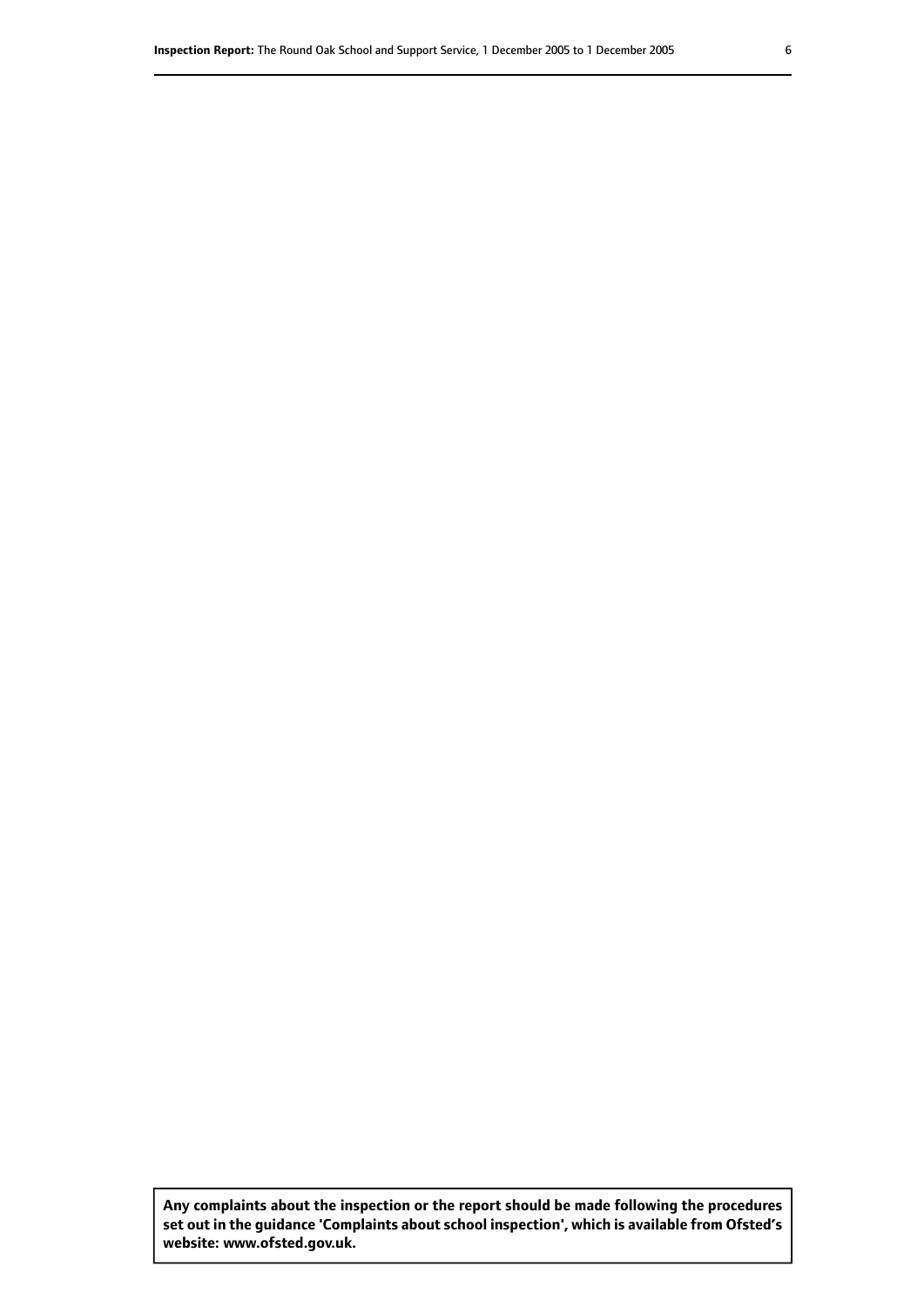**Any complaints about the inspection or the report should be made following the procedures set out in the guidance 'Complaints about school inspection', which is available from Ofsted's website: www.ofsted.gov.uk.**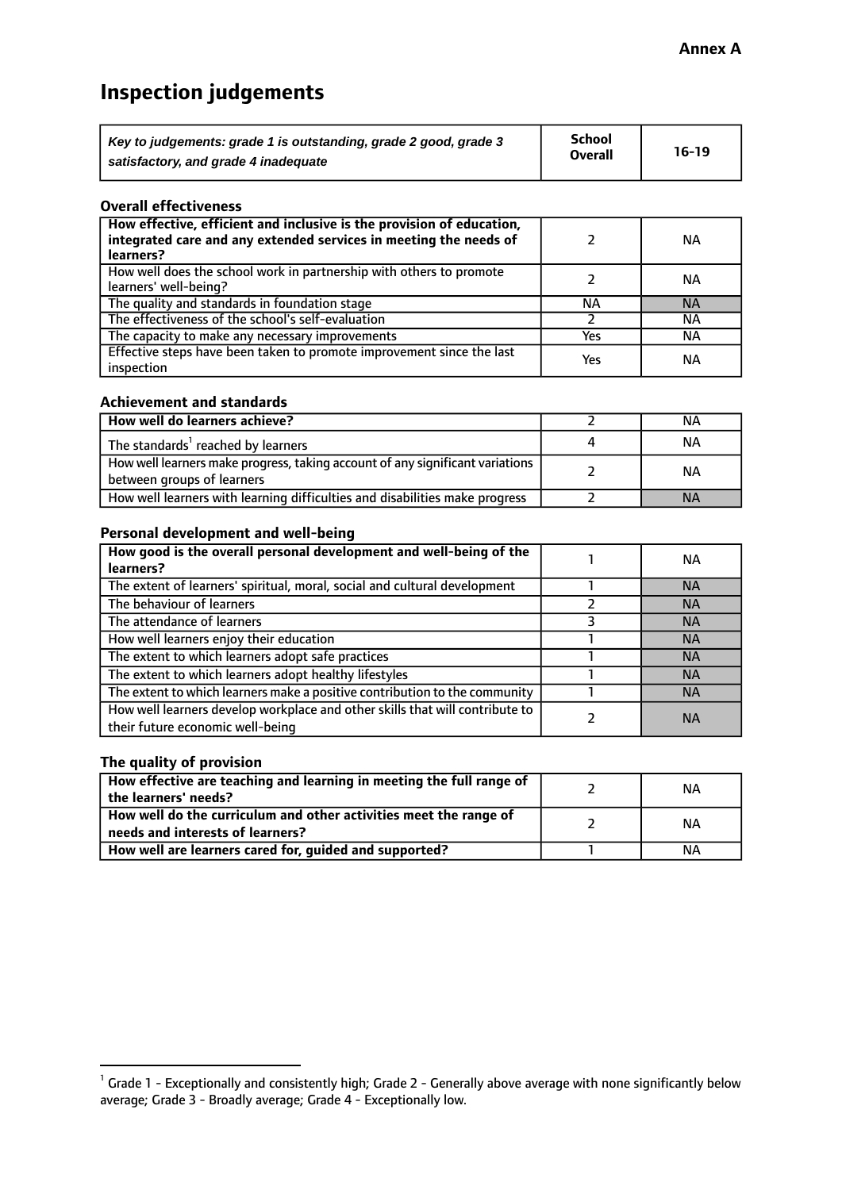**Annex A**

# Inspection judgements

| *Key to judgements: grade 1 is outstanding, grade 2 good, grade 3 satisfactory, and grade 4 inadequate* | School Overall | 16-19 |
|---|---|---|

### Overall effectiveness

| | | |
|---|---|---|
| **How effective, efficient and inclusive is the provision of education, integrated care and any extended services in meeting the needs of learners?** | 2 | NA |
| How well does the school work in partnership with others to promote learners' well-being? | 2 | NA |
| The quality and standards in foundation stage | NA | NA |
| The effectiveness of the school's self-evaluation | 2 | NA |
| The capacity to make any necessary improvements | Yes | NA |
| Effective steps have been taken to promote improvement since the last inspection | Yes | NA |

### Achievement and standards

| | | |
|---|---|---|
| **How well do learners achieve?** | 2 | NA |
| The standards[1] reached by learners | 4 | NA |
| How well learners make progress, taking account of any significant variations between groups of learners | 2 | NA |
| How well learners with learning difficulties and disabilities make progress | 2 | NA |

### Personal development and well-being

| | | |
|---|---|---|
| **How good is the overall personal development and well-being of the learners?** | 1 | NA |
| The extent of learners' spiritual, moral, social and cultural development | 1 | NA |
| The behaviour of learners | 2 | NA |
| The attendance of learners | 3 | NA |
| How well learners enjoy their education | 1 | NA |
| The extent to which learners adopt safe practices | 1 | NA |
| The extent to which learners adopt healthy lifestyles | 1 | NA |
| The extent to which learners make a positive contribution to the community | 1 | NA |
| How well learners develop workplace and other skills that will contribute to their future economic well-being | 2 | NA |

### The quality of provision

| | | |
|---|---|---|
| **How effective are teaching and learning in meeting the full range of the learners' needs?** | 2 | NA |
| **How well do the curriculum and other activities meet the range of needs and interests of learners?** | 2 | NA |
| **How well are learners cared for, guided and supported?** | 1 | NA |

[1] Grade 1 - Exceptionally and consistently high; Grade 2 - Generally above average with none significantly below average; Grade 3 - Broadly average; Grade 4 - Exceptionally low.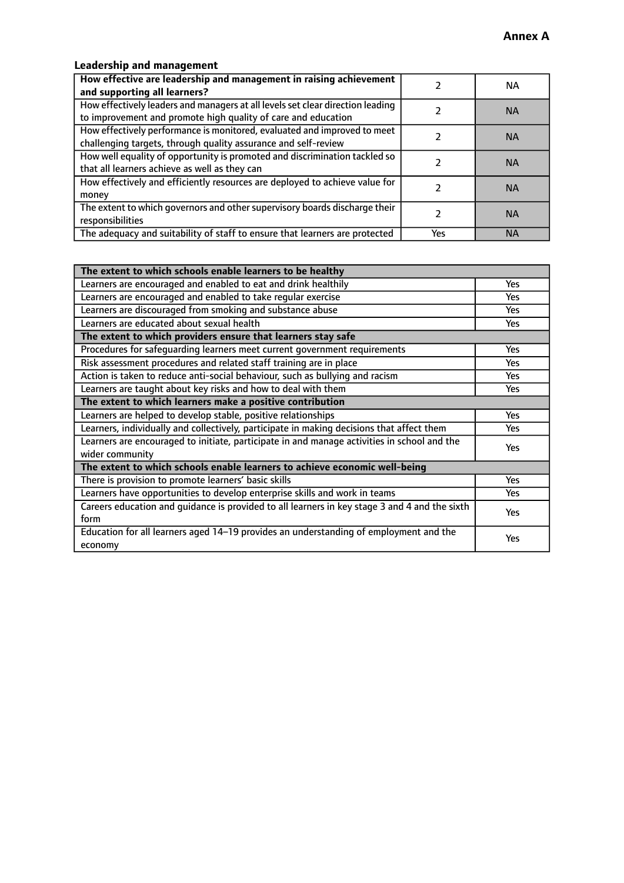**Annex A**

### Leadership and management

| **How effective are leadership and management in raising achievement and supporting all learners?** | 2 | NA |
|---|---|---|
| How effectively leaders and managers at all levels set clear direction leading to improvement and promote high quality of care and education | 2 | NA |
| How effectively performance is monitored, evaluated and improved to meet challenging targets, through quality assurance and self-review | 2 | NA |
| How well equality of opportunity is promoted and discrimination tackled so that all learners achieve as well as they can | 2 | NA |
| How effectively and efficiently resources are deployed to achieve value for money | 2 | NA |
| The extent to which governors and other supervisory boards discharge their responsibilities | 2 | NA |
| The adequacy and suitability of staff to ensure that learners are protected | Yes | NA |

| **The extent to which schools enable learners to be healthy** | |
|---|---|
| Learners are encouraged and enabled to eat and drink healthily | Yes |
| Learners are encouraged and enabled to take regular exercise | Yes |
| Learners are discouraged from smoking and substance abuse | Yes |
| Learners are educated about sexual health | Yes |
| **The extent to which providers ensure that learners stay safe** | |
| Procedures for safeguarding learners meet current government requirements | Yes |
| Risk assessment procedures and related staff training are in place | Yes |
| Action is taken to reduce anti-social behaviour, such as bullying and racism | Yes |
| Learners are taught about key risks and how to deal with them | Yes |
| **The extent to which learners make a positive contribution** | |
| Learners are helped to develop stable, positive relationships | Yes |
| Learners, individually and collectively, participate in making decisions that affect them | Yes |
| Learners are encouraged to initiate, participate in and manage activities in school and the wider community | Yes |
| **The extent to which schools enable learners to achieve economic well-being** | |
| There is provision to promote learners' basic skills | Yes |
| Learners have opportunities to develop enterprise skills and work in teams | Yes |
| Careers education and guidance is provided to all learners in key stage 3 and 4 and the sixth form | Yes |
| Education for all learners aged 14–19 provides an understanding of employment and the economy | Yes |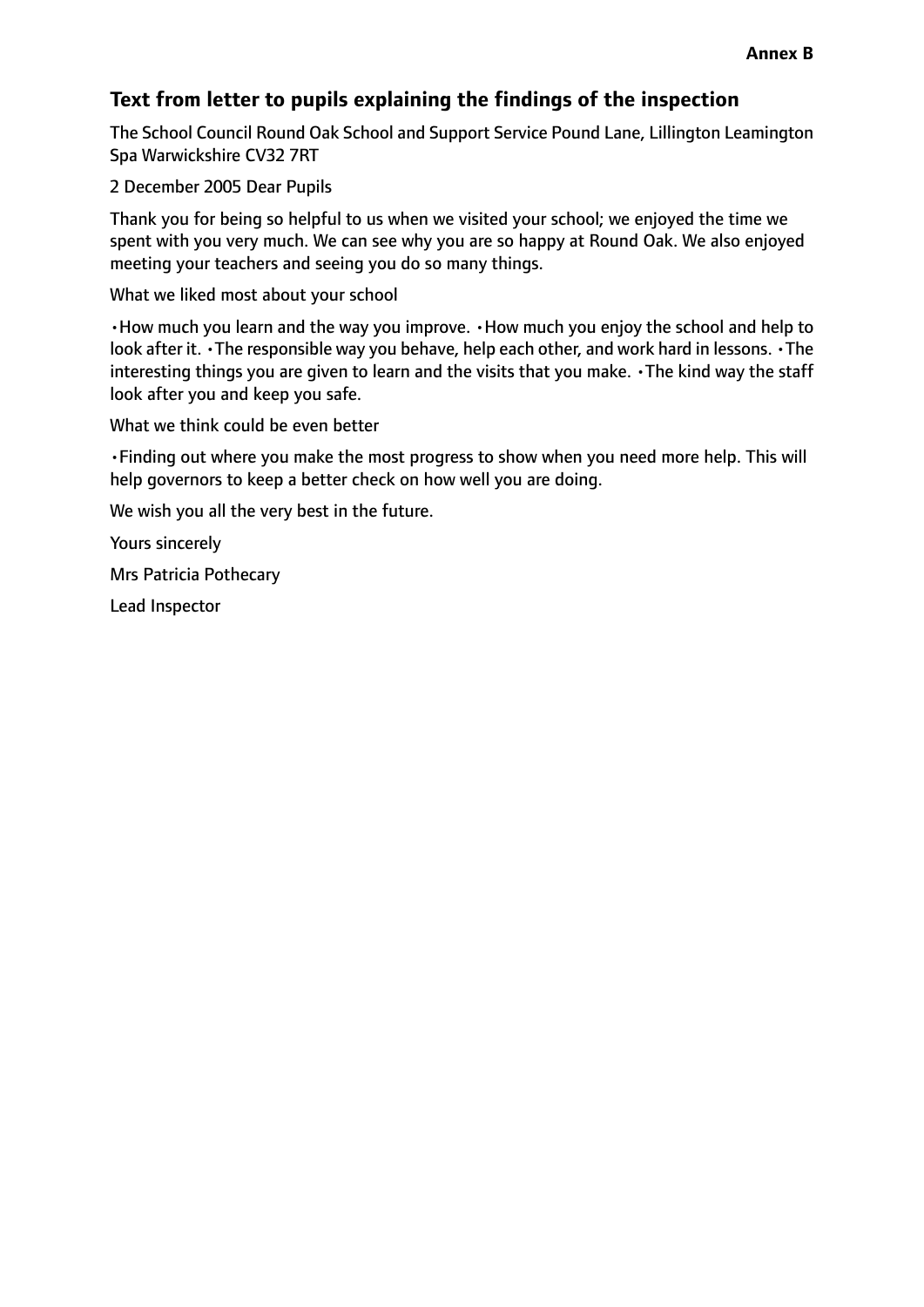**Annex B**

## Text from letter to pupils explaining the findings of the inspection

The School Council Round Oak School and Support Service Pound Lane, Lillington Leamington Spa Warwickshire CV32 7RT

2 December 2005 Dear Pupils

Thank you for being so helpful to us when we visited your school; we enjoyed the time we spent with you very much. We can see why you are so happy at Round Oak. We also enjoyed meeting your teachers and seeing you do so many things.

What we liked most about your school

- How much you learn and the way you improve.
- How much you enjoy the school and help to look after it.
- The responsible way you behave, help each other, and work hard in lessons.
- The interesting things you are given to learn and the visits that you make.
- The kind way the staff look after you and keep you safe.

What we think could be even better

- Finding out where you make the most progress to show when you need more help. This will help governors to keep a better check on how well you are doing.

We wish you all the very best in the future.

Yours sincerely

Mrs Patricia Pothecary

Lead Inspector